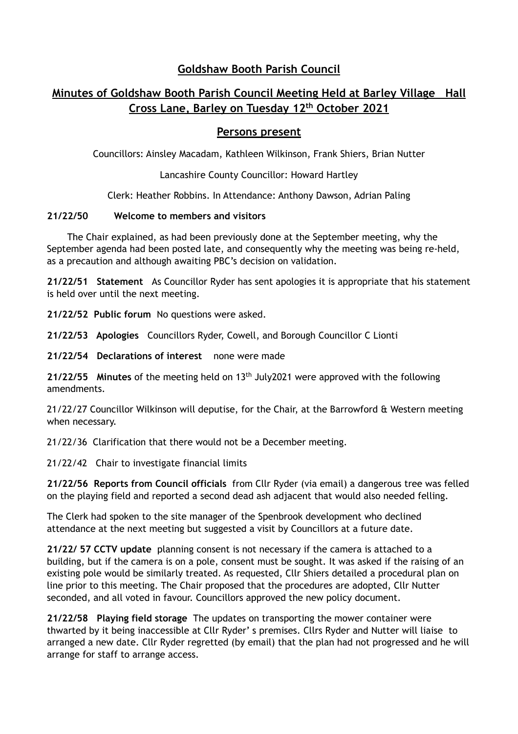# Goldshaw Booth Parish Council

## Minutes of Goldshaw Booth Parish Council Meeting Held at Barley Village Hall Cross Lane, Barley on Tuesday 12th October 2021

## Persons present

Councillors: Ainsley Macadam, Kathleen Wilkinson, Frank Shiers, Brian Nutter

Lancashire County Councillor: Howard Hartley

Clerk: Heather Robbins. In Attendance: Anthony Dawson, Adrian Paling

**21/22/50 Welcome to members and visitors**

The Chair explained, as had been previously done at the September meeting, why the September agenda had been posted late, and consequently why the meeting was being re-held, as a precaution and although awaiting PBC's decision on validation.

**21/22/51 Statement** As Councillor Ryder has sent apologies it is appropriate that his statement is held over until the next meeting.

**21/22/52 Public forum** No questions were asked.

**21/22/53 Apologies** Councillors Ryder, Cowell, and Borough Councillor C Lionti

**21/22/54 Declarations of interest** none were made

**21/22/55 Minutes** of the meeting held on 13th July2021 were approved with the following amendments.

21/22/27 Councillor Wilkinson will deputise, for the Chair, at the Barrowford & Western meeting when necessary.

21/22/36 Clarification that there would not be a December meeting.

21/22/42 Chair to investigate financial limits

**21/22/56 Reports from Council officials** from Cllr Ryder (via email) a dangerous tree was felled on the playing field and reported a second dead ash adjacent that would also needed felling.

The Clerk had spoken to the site manager of the Spenbrook development who declined attendance at the next meeting but suggested a visit by Councillors at a future date.

**21/22/ 57 CCTV update** planning consent is not necessary if the camera is attached to a building, but if the camera is on a pole, consent must be sought. It was asked if the raising of an existing pole would be similarly treated. As requested, Cllr Shiers detailed a procedural plan on line prior to this meeting. The Chair proposed that the procedures are adopted, Cllr Nutter seconded, and all voted in favour. Councillors approved the new policy document.

**21/22/58 Playing field storage** The updates on transporting the mower container were thwarted by it being inaccessible at Cllr Ryder' s premises. Cllrs Ryder and Nutter will liaise to arranged a new date. Cllr Ryder regretted (by email) that the plan had not progressed and he will arrange for staff to arrange access.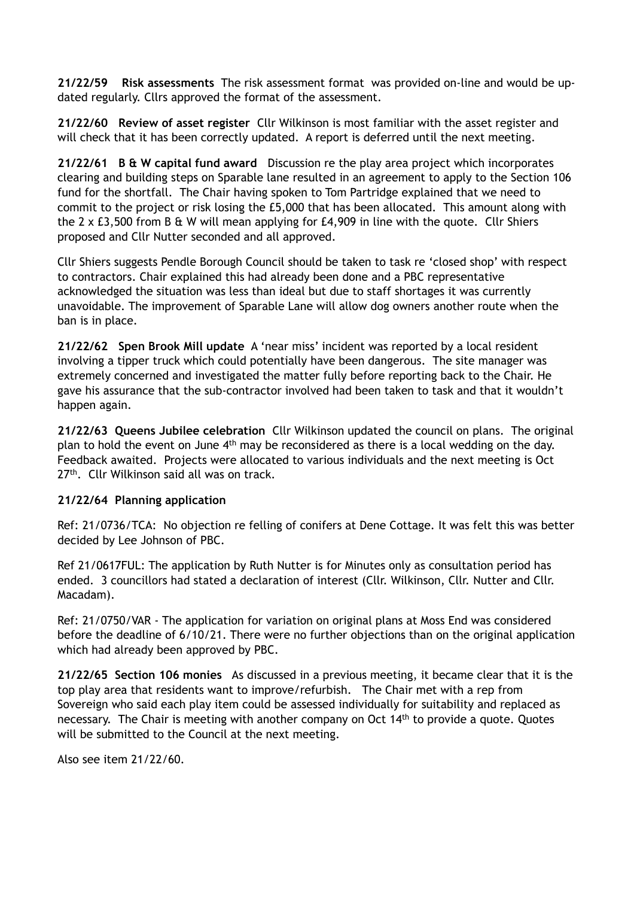**21/22/59 Risk assessments** The risk assessment format was provided on-line and would be up-dated regularly. Cllrs approved the format of the assessment.

**21/22/60 Review of asset register** Cllr Wilkinson is most familiar with the asset register and will check that it has been correctly updated. A report is deferred until the next meeting.

**21/22/61 B & W capital fund award** Discussion re the play area project which incorporates clearing and building steps on Sparable lane resulted in an agreement to apply to the Section 106 fund for the shortfall. The Chair having spoken to Tom Partridge explained that we need to commit to the project or risk losing the £5,000 that has been allocated. This amount along with the 2 x £3,500 from B & W will mean applying for £4,909 in line with the quote. Cllr Shiers proposed and Cllr Nutter seconded and all approved.

Cllr Shiers suggests Pendle Borough Council should be taken to task re 'closed shop' with respect to contractors. Chair explained this had already been done and a PBC representative acknowledged the situation was less than ideal but due to staff shortages it was currently unavoidable. The improvement of Sparable Lane will allow dog owners another route when the ban is in place.

**21/22/62 Spen Brook Mill update** A 'near miss' incident was reported by a local resident involving a tipper truck which could potentially have been dangerous. The site manager was extremely concerned and investigated the matter fully before reporting back to the Chair. He gave his assurance that the sub-contractor involved had been taken to task and that it wouldn't happen again.

**21/22/63 Queens Jubilee celebration** Cllr Wilkinson updated the council on plans. The original plan to hold the event on June 4th may be reconsidered as there is a local wedding on the day. Feedback awaited. Projects were allocated to various individuals and the next meeting is Oct 27th. Cllr Wilkinson said all was on track.

**21/22/64 Planning application**

Ref: 21/0736/TCA: No objection re felling of conifers at Dene Cottage. It was felt this was better decided by Lee Johnson of PBC.

Ref 21/0617FUL: The application by Ruth Nutter is for Minutes only as consultation period has ended. 3 councillors had stated a declaration of interest (Cllr. Wilkinson, Cllr. Nutter and Cllr. Macadam).

Ref: 21/0750/VAR - The application for variation on original plans at Moss End was considered before the deadline of 6/10/21. There were no further objections than on the original application which had already been approved by PBC.

**21/22/65 Section 106 monies** As discussed in a previous meeting, it became clear that it is the top play area that residents want to improve/refurbish. The Chair met with a rep from Sovereign who said each play item could be assessed individually for suitability and replaced as necessary. The Chair is meeting with another company on Oct 14th to provide a quote. Quotes will be submitted to the Council at the next meeting.

Also see item 21/22/60.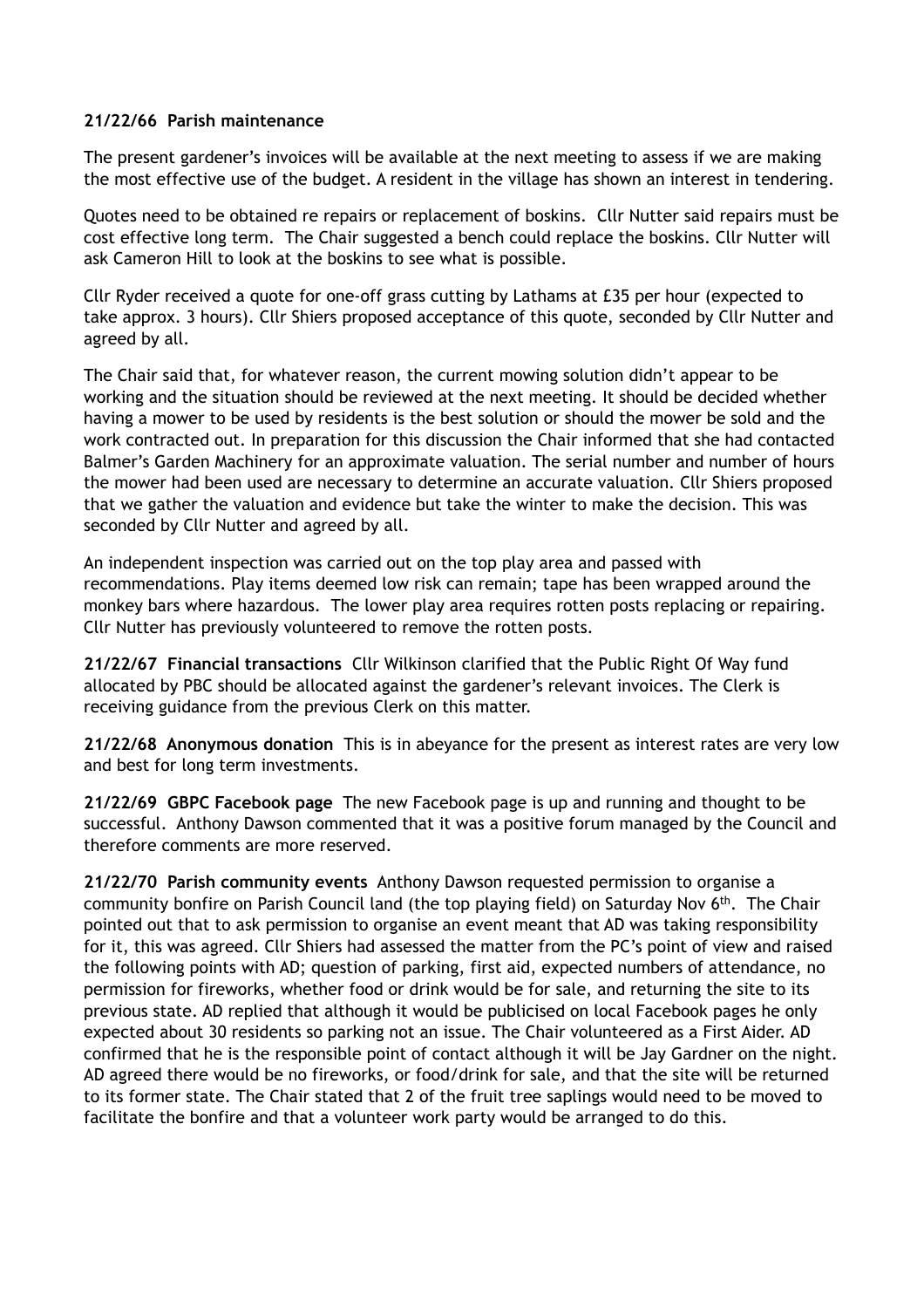**21/22/66 Parish maintenance**

The present gardener's invoices will be available at the next meeting to assess if we are making the most effective use of the budget. A resident in the village has shown an interest in tendering.

Quotes need to be obtained re repairs or replacement of boskins. Cllr Nutter said repairs must be cost effective long term. The Chair suggested a bench could replace the boskins. Cllr Nutter will ask Cameron Hill to look at the boskins to see what is possible.

Cllr Ryder received a quote for one-off grass cutting by Lathams at £35 per hour (expected to take approx. 3 hours). Cllr Shiers proposed acceptance of this quote, seconded by Cllr Nutter and agreed by all.

The Chair said that, for whatever reason, the current mowing solution didn't appear to be working and the situation should be reviewed at the next meeting. It should be decided whether having a mower to be used by residents is the best solution or should the mower be sold and the work contracted out. In preparation for this discussion the Chair informed that she had contacted Balmer's Garden Machinery for an approximate valuation. The serial number and number of hours the mower had been used are necessary to determine an accurate valuation. Cllr Shiers proposed that we gather the valuation and evidence but take the winter to make the decision. This was seconded by Cllr Nutter and agreed by all.

An independent inspection was carried out on the top play area and passed with recommendations. Play items deemed low risk can remain; tape has been wrapped around the monkey bars where hazardous. The lower play area requires rotten posts replacing or repairing. Cllr Nutter has previously volunteered to remove the rotten posts.

**21/22/67 Financial transactions** Cllr Wilkinson clarified that the Public Right Of Way fund allocated by PBC should be allocated against the gardener's relevant invoices. The Clerk is receiving guidance from the previous Clerk on this matter.

**21/22/68 Anonymous donation** This is in abeyance for the present as interest rates are very low and best for long term investments.

**21/22/69 GBPC Facebook page** The new Facebook page is up and running and thought to be successful. Anthony Dawson commented that it was a positive forum managed by the Council and therefore comments are more reserved.

**21/22/70 Parish community events** Anthony Dawson requested permission to organise a community bonfire on Parish Council land (the top playing field) on Saturday Nov 6th. The Chair pointed out that to ask permission to organise an event meant that AD was taking responsibility for it, this was agreed. Cllr Shiers had assessed the matter from the PC's point of view and raised the following points with AD; question of parking, first aid, expected numbers of attendance, no permission for fireworks, whether food or drink would be for sale, and returning the site to its previous state. AD replied that although it would be publicised on local Facebook pages he only expected about 30 residents so parking not an issue. The Chair volunteered as a First Aider. AD confirmed that he is the responsible point of contact although it will be Jay Gardner on the night. AD agreed there would be no fireworks, or food/drink for sale, and that the site will be returned to its former state. The Chair stated that 2 of the fruit tree saplings would need to be moved to facilitate the bonfire and that a volunteer work party would be arranged to do this.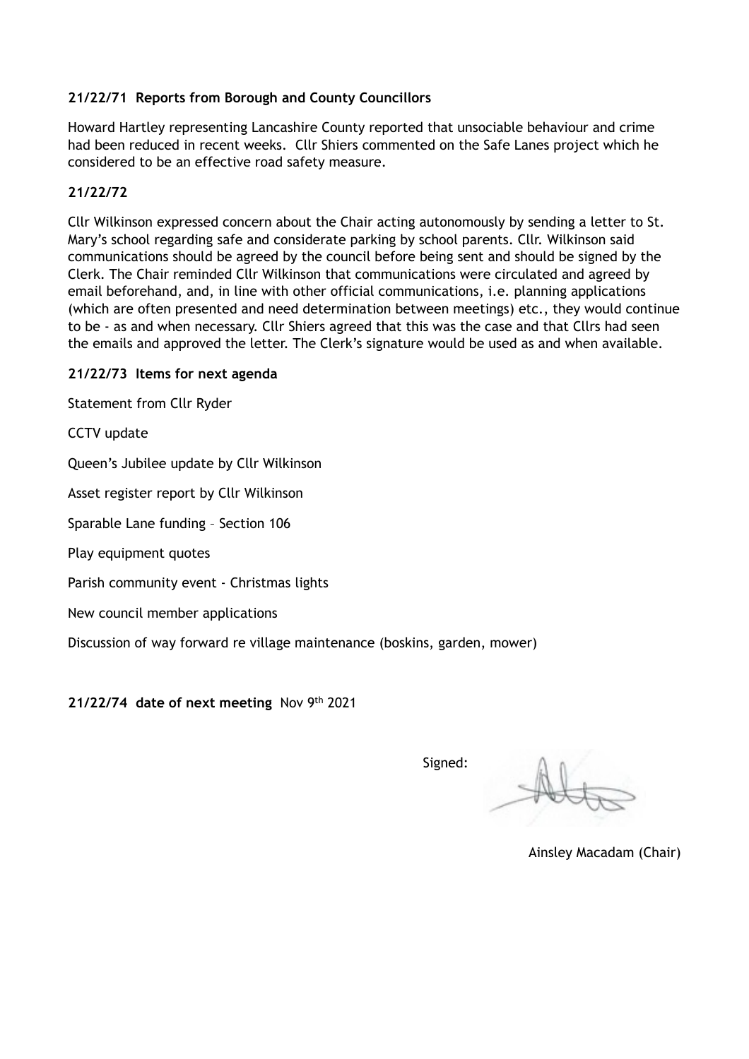**21/22/71 Reports from Borough and County Councillors**

Howard Hartley representing Lancashire County reported that unsociable behaviour and crime had been reduced in recent weeks. Cllr Shiers commented on the Safe Lanes project which he considered to be an effective road safety measure.

**21/22/72**

Cllr Wilkinson expressed concern about the Chair acting autonomously by sending a letter to St. Mary's school regarding safe and considerate parking by school parents. Cllr. Wilkinson said communications should be agreed by the council before being sent and should be signed by the Clerk. The Chair reminded Cllr Wilkinson that communications were circulated and agreed by email beforehand, and, in line with other official communications, i.e. planning applications (which are often presented and need determination between meetings) etc., they would continue to be - as and when necessary. Cllr Shiers agreed that this was the case and that Cllrs had seen the emails and approved the letter. The Clerk's signature would be used as and when available.

**21/22/73 Items for next agenda**

Statement from Cllr Ryder

CCTV update

Queen's Jubilee update by Cllr Wilkinson

Asset register report by Cllr Wilkinson

Sparable Lane funding – Section 106

Play equipment quotes

Parish community event - Christmas lights

New council member applications

Discussion of way forward re village maintenance (boskins, garden, mower)

**21/22/74 date of next meeting** Nov 9th 2021

Signed:

Ainsley Macadam (Chair)